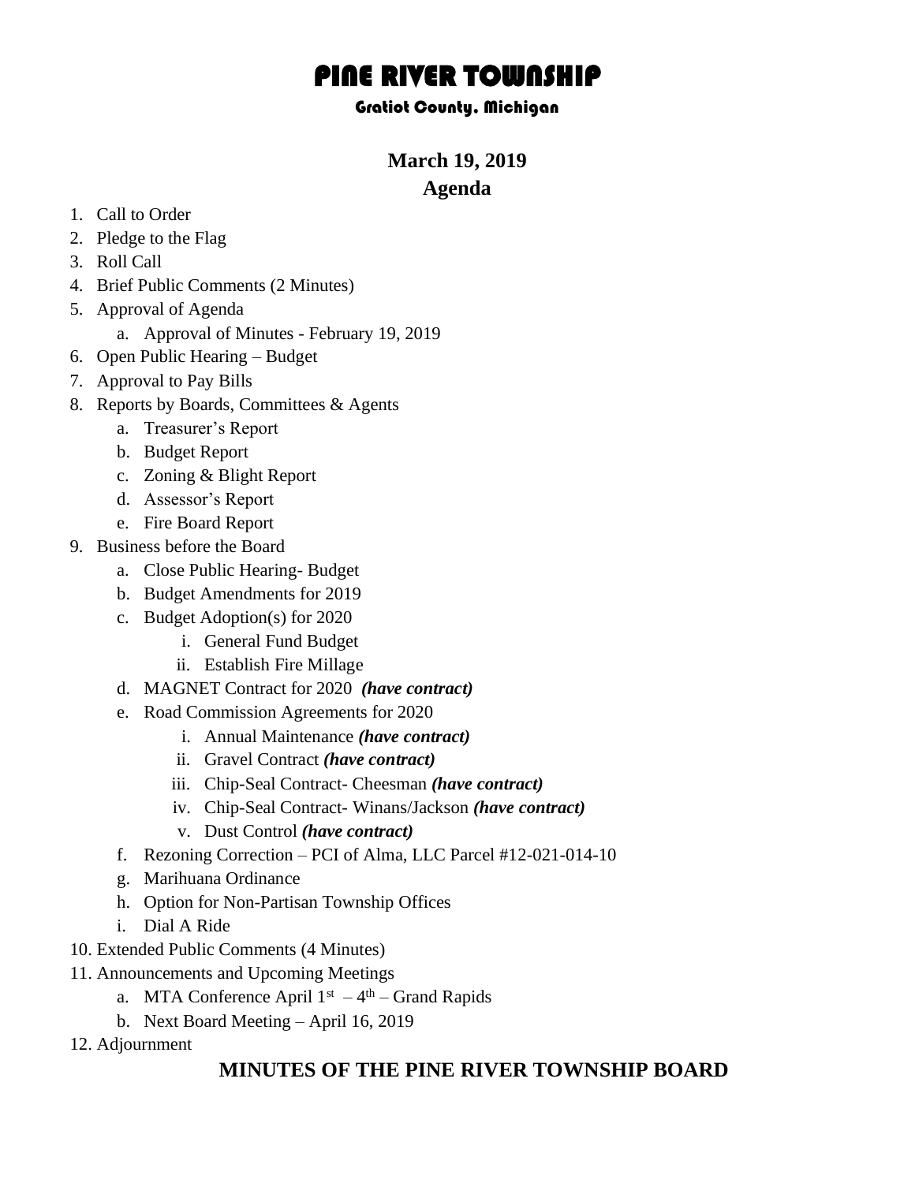# PINE RIVER TOWNSHIP

### Gratiot County, Michigan

## March 19, 2019

## Agenda

1. Call to Order
2. Pledge to the Flag
3. Roll Call
4. Brief Public Comments (2 Minutes)
5. Approval of Agenda
   a. Approval of Minutes - February 19, 2019
6. Open Public Hearing – Budget
7. Approval to Pay Bills
8. Reports by Boards, Committees & Agents
   a. Treasurer's Report
   b. Budget Report
   c. Zoning & Blight Report
   d. Assessor's Report
   e. Fire Board Report
9. Business before the Board
   a. Close Public Hearing- Budget
   b. Budget Amendments for 2019
   c. Budget Adoption(s) for 2020
      i. General Fund Budget
      ii. Establish Fire Millage
   d. MAGNET Contract for 2020 ***(have contract)***
   e. Road Commission Agreements for 2020
      i. Annual Maintenance ***(have contract)***
      ii. Gravel Contract ***(have contract)***
      iii. Chip-Seal Contract- Cheesman ***(have contract)***
      iv. Chip-Seal Contract- Winans/Jackson ***(have contract)***
      v. Dust Control ***(have contract)***
   f. Rezoning Correction – PCI of Alma, LLC Parcel #12-021-014-10
   g. Marihuana Ordinance
   h. Option for Non-Partisan Township Offices
   i. Dial A Ride
10. Extended Public Comments (4 Minutes)
11. Announcements and Upcoming Meetings
    a. MTA Conference April 1st – 4th – Grand Rapids
    b. Next Board Meeting – April 16, 2019
12. Adjournment

## MINUTES OF THE PINE RIVER TOWNSHIP BOARD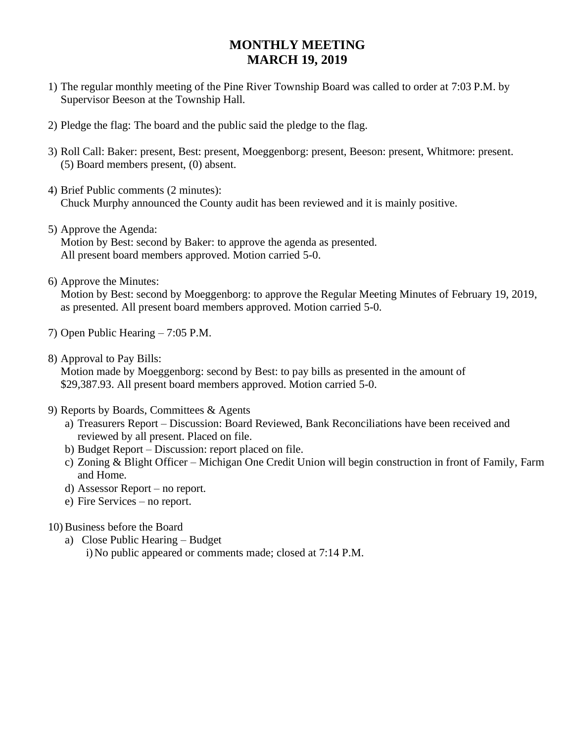# MONTHLY MEETING
# MARCH 19, 2019

1) The regular monthly meeting of the Pine River Township Board was called to order at 7:03 P.M. by Supervisor Beeson at the Township Hall.

2) Pledge the flag: The board and the public said the pledge to the flag.

3) Roll Call: Baker: present, Best: present, Moeggenborg: present, Beeson: present, Whitmore: present. (5) Board members present, (0) absent.

4) Brief Public comments (2 minutes):
   Chuck Murphy announced the County audit has been reviewed and it is mainly positive.

5) Approve the Agenda:
   Motion by Best: second by Baker: to approve the agenda as presented.
   All present board members approved. Motion carried 5-0.

6) Approve the Minutes:
   Motion by Best: second by Moeggenborg: to approve the Regular Meeting Minutes of February 19, 2019, as presented. All present board members approved. Motion carried 5-0.

7) Open Public Hearing – 7:05 P.M.

8) Approval to Pay Bills:
   Motion made by Moeggenborg: second by Best: to pay bills as presented in the amount of $29,387.93. All present board members approved. Motion carried 5-0.

9) Reports by Boards, Committees & Agents
   a) Treasurers Report – Discussion: Board Reviewed, Bank Reconciliations have been received and reviewed by all present. Placed on file.
   b) Budget Report – Discussion: report placed on file.
   c) Zoning & Blight Officer – Michigan One Credit Union will begin construction in front of Family, Farm and Home.
   d) Assessor Report – no report.
   e) Fire Services – no report.

10) Business before the Board
   a) Close Public Hearing – Budget
      i) No public appeared or comments made; closed at 7:14 P.M.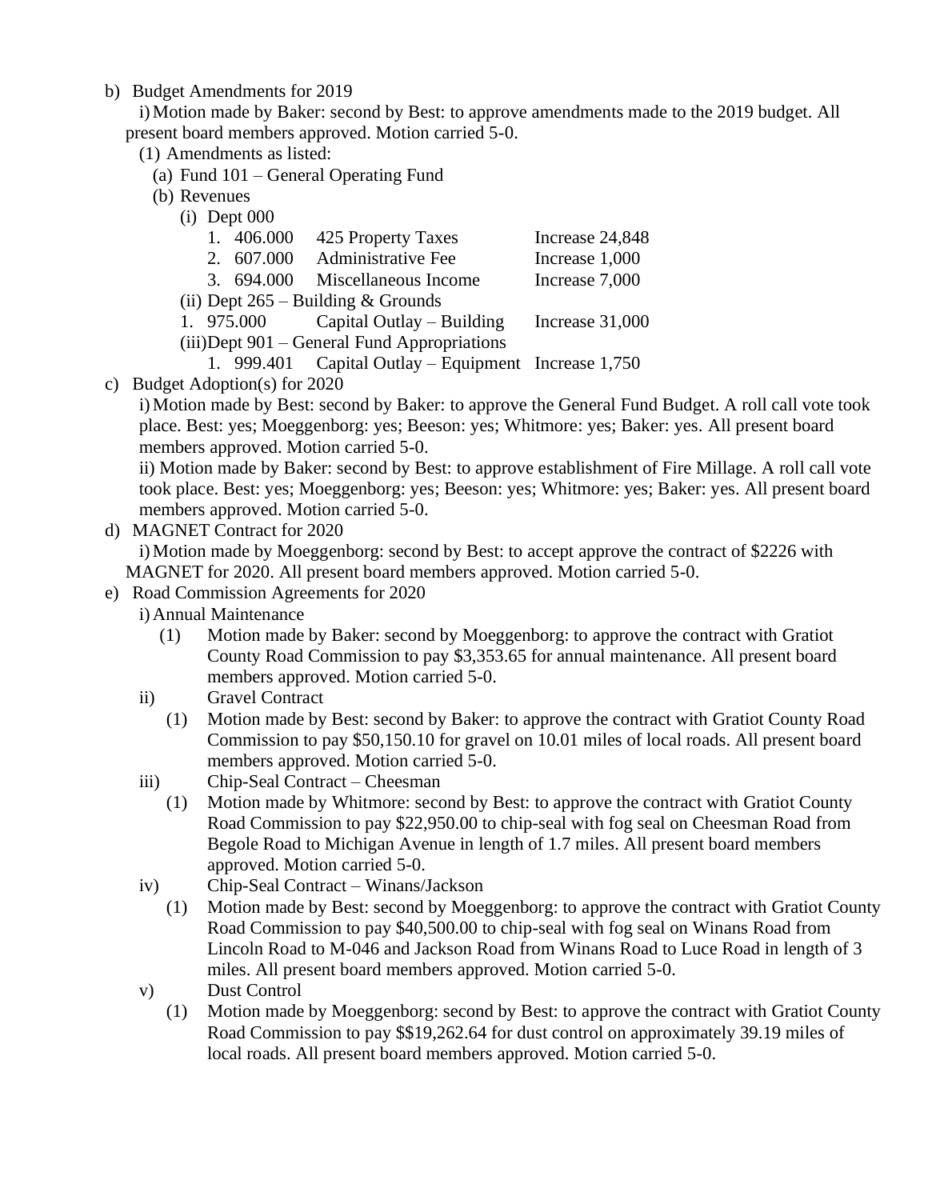b) Budget Amendments for 2019

   i) Motion made by Baker: second by Best: to approve amendments made to the 2019 budget. All present board members approved. Motion carried 5-0.

   (1) Amendments as listed:

      (a) Fund 101 – General Operating Fund

      (b) Revenues

         (i) Dept 000

            1. 406.000   425 Property Taxes   Increase 24,848
            2. 607.000   Administrative Fee   Increase 1,000
            3. 694.000   Miscellaneous Income   Increase 7,000

         (ii) Dept 265 – Building & Grounds

            1. 975.000   Capital Outlay – Building   Increase 31,000

         (iii) Dept 901 – General Fund Appropriations

            1. 999.401   Capital Outlay – Equipment   Increase 1,750

c) Budget Adoption(s) for 2020

   i) Motion made by Best: second by Baker: to approve the General Fund Budget. A roll call vote took place. Best: yes; Moeggenborg: yes; Beeson: yes; Whitmore: yes; Baker: yes. All present board members approved. Motion carried 5-0.

   ii) Motion made by Baker: second by Best: to approve establishment of Fire Millage. A roll call vote took place. Best: yes; Moeggenborg: yes; Beeson: yes; Whitmore: yes; Baker: yes. All present board members approved. Motion carried 5-0.

d) MAGNET Contract for 2020

   i) Motion made by Moeggenborg: second by Best: to accept approve the contract of $2226 with MAGNET for 2020. All present board members approved. Motion carried 5-0.

e) Road Commission Agreements for 2020

   i) Annual Maintenance

      (1) Motion made by Baker: second by Moeggenborg: to approve the contract with Gratiot County Road Commission to pay $3,353.65 for annual maintenance. All present board members approved. Motion carried 5-0.

   ii) Gravel Contract

      (1) Motion made by Best: second by Baker: to approve the contract with Gratiot County Road Commission to pay $50,150.10 for gravel on 10.01 miles of local roads. All present board members approved. Motion carried 5-0.

   iii) Chip-Seal Contract – Cheesman

      (1) Motion made by Whitmore: second by Best: to approve the contract with Gratiot County Road Commission to pay $22,950.00 to chip-seal with fog seal on Cheesman Road from Begole Road to Michigan Avenue in length of 1.7 miles. All present board members approved. Motion carried 5-0.

   iv) Chip-Seal Contract – Winans/Jackson

      (1) Motion made by Best: second by Moeggenborg: to approve the contract with Gratiot County Road Commission to pay $40,500.00 to chip-seal with fog seal on Winans Road from Lincoln Road to M-046 and Jackson Road from Winans Road to Luce Road in length of 3 miles. All present board members approved. Motion carried 5-0.

   v) Dust Control

      (1) Motion made by Moeggenborg: second by Best: to approve the contract with Gratiot County Road Commission to pay $$19,262.64 for dust control on approximately 39.19 miles of local roads. All present board members approved. Motion carried 5-0.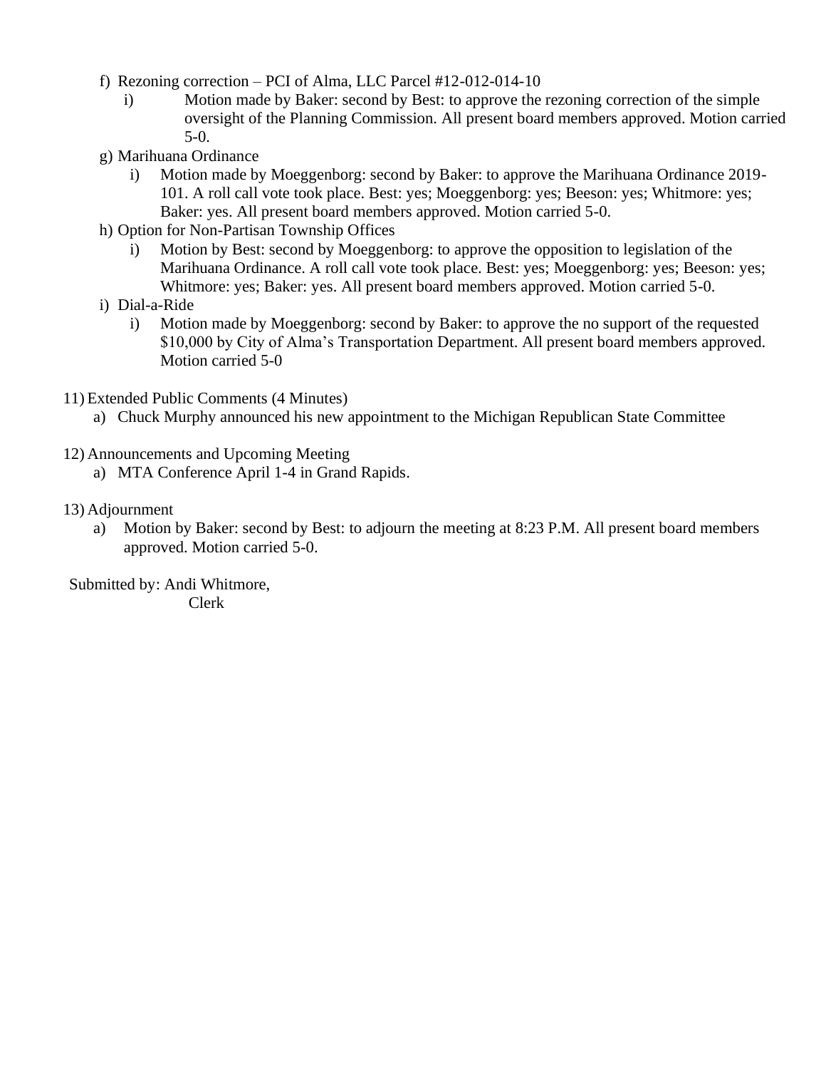f) Rezoning correction – PCI of Alma, LLC Parcel #12-012-014-10
   i) Motion made by Baker: second by Best: to approve the rezoning correction of the simple oversight of the Planning Commission. All present board members approved. Motion carried 5-0.

g) Marihuana Ordinance
   i) Motion made by Moeggenborg: second by Baker: to approve the Marihuana Ordinance 2019-101. A roll call vote took place. Best: yes; Moeggenborg: yes; Beeson: yes; Whitmore: yes; Baker: yes. All present board members approved. Motion carried 5-0.

h) Option for Non-Partisan Township Offices
   i) Motion by Best: second by Moeggenborg: to approve the opposition to legislation of the Marihuana Ordinance. A roll call vote took place. Best: yes; Moeggenborg: yes; Beeson: yes; Whitmore: yes; Baker: yes. All present board members approved. Motion carried 5-0.

i) Dial-a-Ride
   i) Motion made by Moeggenborg: second by Baker: to approve the no support of the requested $10,000 by City of Alma's Transportation Department. All present board members approved. Motion carried 5-0

11) Extended Public Comments (4 Minutes)
   a) Chuck Murphy announced his new appointment to the Michigan Republican State Committee

12) Announcements and Upcoming Meeting
   a) MTA Conference April 1-4 in Grand Rapids.

13) Adjournment
   a) Motion by Baker: second by Best: to adjourn the meeting at 8:23 P.M. All present board members approved. Motion carried 5-0.

Submitted by: Andi Whitmore,
Clerk